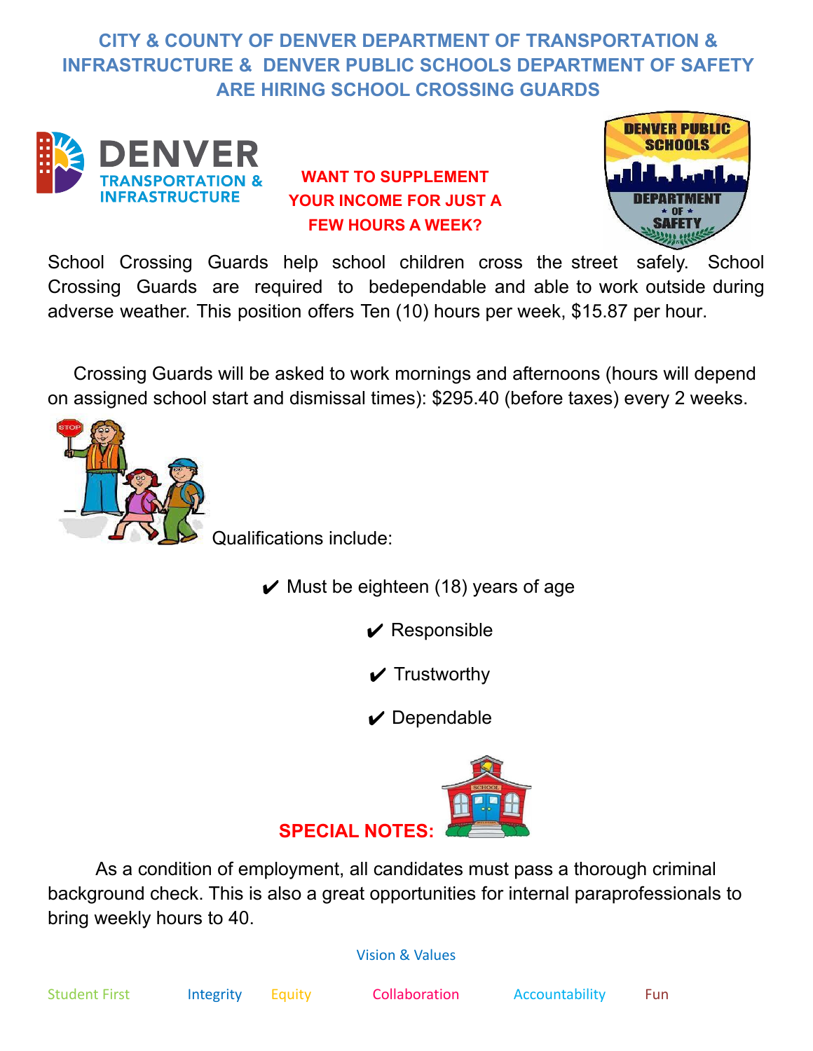# CITY & COUNTY OF DENVER DEPARTMENT OF TRANSPORTATION & INFRASTRUCTURE & DENVER PUBLIC SCHOOLS DEPARTMENT OF SAFETY ARE HIRING SCHOOL CROSSING GUARDS

DENVER TRANSPORTATION & INFRASTRUCTURE

**WANT TO SUPPLEMENT YOUR INCOME FOR JUST A FEW HOURS A WEEK?**

DENVER PUBLIC SCHOOLS DEPARTMENT OF SAFETY

School Crossing Guards help school children cross the street safely. School Crossing Guards are required to bedependable and able to work outside during adverse weather. This position offers Ten (10) hours per week, $15.87 per hour.

Crossing Guards will be asked to work mornings and afternoons (hours will depend on assigned school start and dismissal times): $295.40 (before taxes) every 2 weeks.

Qualifications include:

- ✔ Must be eighteen (18) years of age
- ✔ Responsible
- ✔ Trustworthy
- ✔ Dependable

**SPECIAL NOTES:**

As a condition of employment, all candidates must pass a thorough criminal background check. This is also a great opportunities for internal paraprofessionals to bring weekly hours to 40.

Vision & Values

Student First Integrity Equity Collaboration Accountability Fun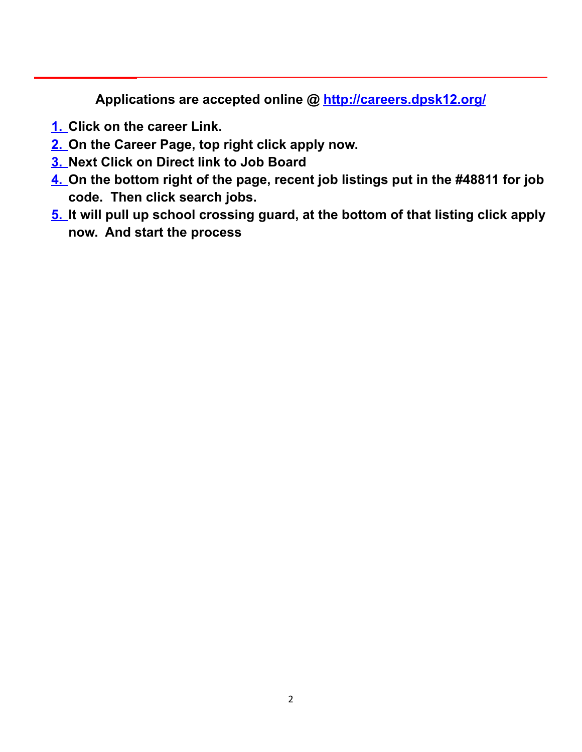**Applications are accepted online @ [http://careers.dpsk12.org/](http://careers.dpsk12.org/)**

1. **Click on the career Link.**
2. **On the Career Page, top right click apply now.**
3. **Next Click on Direct link to Job Board**
4. **On the bottom right of the page, recent job listings put in the #48811 for job code. Then click search jobs.**
5. **It will pull up school crossing guard, at the bottom of that listing click apply now. And start the process**